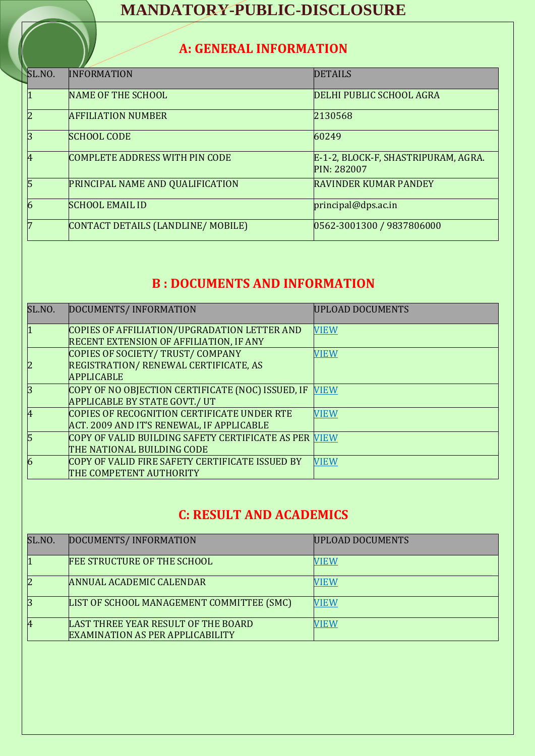# MANDATORY-PUBLIC-DISCLOSURE

## A: GENERAL INFORMATION

| SL.NO. | INFORMATION | DETAILS |
|---|---|---|
| 1 | NAME OF THE SCHOOL | DELHI PUBLIC SCHOOL AGRA |
| 2 | AFFILIATION NUMBER | 2130568 |
| 3 | SCHOOL CODE | 60249 |
| 4 | COMPLETE ADDRESS WITH PIN CODE | E-1-2, BLOCK-F, SHASTRIPURAM, AGRA. PIN: 282007 |
| 5 | PRINCIPAL NAME AND QUALIFICATION | RAVINDER KUMAR PANDEY |
| 6 | SCHOOL EMAIL ID | principal@dps.ac.in |
| 7 | CONTACT DETAILS (LANDLINE/ MOBILE) | 0562-3001300 / 9837806000 |

## B : DOCUMENTS AND INFORMATION

| SL.NO. | DOCUMENTS/ INFORMATION | UPLOAD DOCUMENTS |
|---|---|---|
| 1 | COPIES OF AFFILIATION/UPGRADATION LETTER AND RECENT EXTENSION OF AFFILIATION, IF ANY | VIEW |
| 2 | COPIES OF SOCIETY/ TRUST/ COMPANY REGISTRATION/ RENEWAL CERTIFICATE, AS APPLICABLE | VIEW |
| 3 | COPY OF NO OBJECTION CERTIFICATE (NOC) ISSUED, IF APPLICABLE BY STATE GOVT./ UT | VIEW |
| 4 | COPIES OF RECOGNITION CERTIFICATE UNDER RTE ACT. 2009 AND IT'S RENEWAL, IF APPLICABLE | VIEW |
| 5 | COPY OF VALID BUILDING SAFETY CERTIFICATE AS PER THE NATIONAL BUILDING CODE | VIEW |
| 6 | COPY OF VALID FIRE SAFETY CERTIFICATE ISSUED BY THE COMPETENT AUTHORITY | VIEW |

## C: RESULT AND ACADEMICS

| SL.NO. | DOCUMENTS/ INFORMATION | UPLOAD DOCUMENTS |
|---|---|---|
| 1 | FEE STRUCTURE OF THE SCHOOL | VIEW |
| 2 | ANNUAL ACADEMIC CALENDAR | VIEW |
| 3 | LIST OF SCHOOL MANAGEMENT COMMITTEE (SMC) | VIEW |
| 4 | LAST THREE YEAR RESULT OF THE BOARD EXAMINATION AS PER APPLICABILITY | VIEW |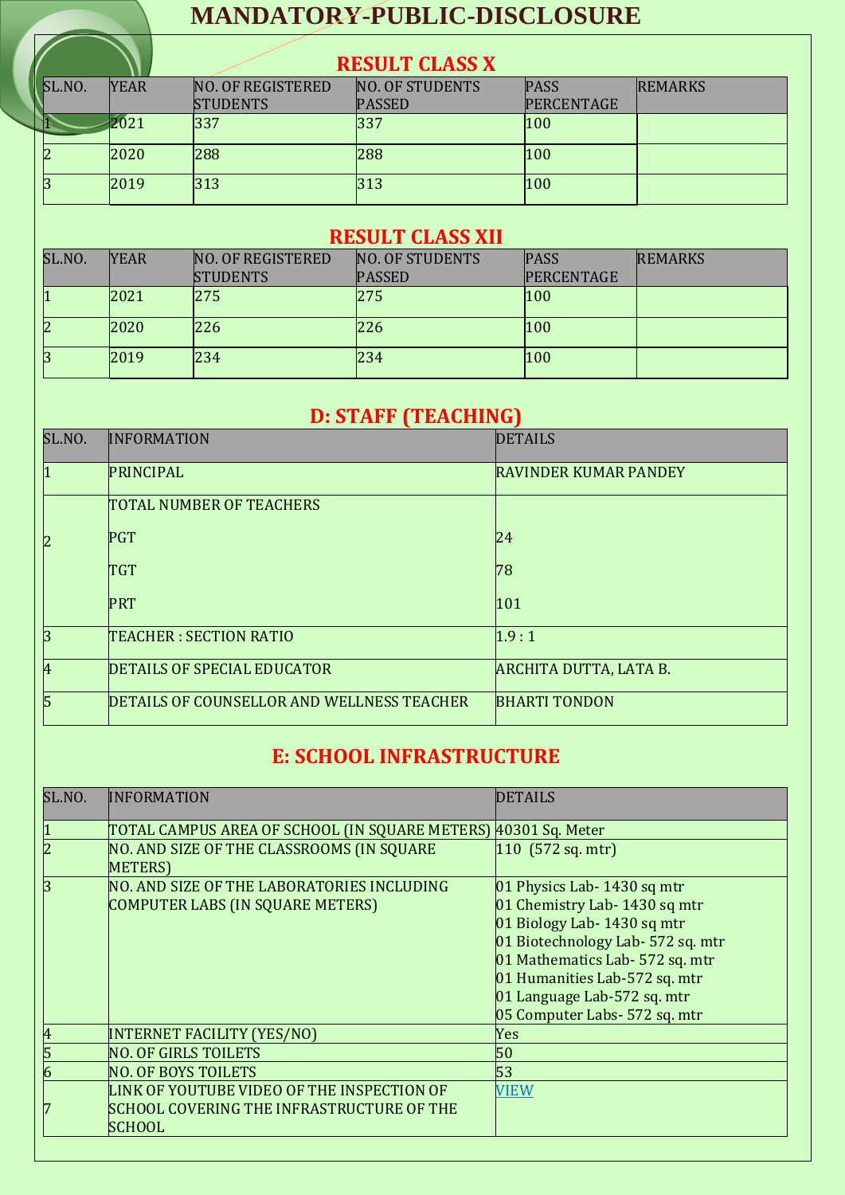# MANDATORY-PUBLIC-DISCLOSURE

## RESULT CLASS X

| SL.NO. | YEAR | NO. OF REGISTERED STUDENTS | NO. OF STUDENTS PASSED | PASS PERCENTAGE | REMARKS |
|---|---|---|---|---|---|
| 1 | 2021 | 337 | 337 | 100 | |
| 2 | 2020 | 288 | 288 | 100 | |
| 3 | 2019 | 313 | 313 | 100 | |

## RESULT CLASS XII

| SL.NO. | YEAR | NO. OF REGISTERED STUDENTS | NO. OF STUDENTS PASSED | PASS PERCENTAGE | REMARKS |
|---|---|---|---|---|---|
| 1 | 2021 | 275 | 275 | 100 | |
| 2 | 2020 | 226 | 226 | 100 | |
| 3 | 2019 | 234 | 234 | 100 | |

## D: STAFF (TEACHING)

| SL.NO. | INFORMATION | DETAILS |
|---|---|---|
| 1 | PRINCIPAL | RAVINDER KUMAR PANDEY |
| 2 | TOTAL NUMBER OF TEACHERS<br>PGT<br>TGT<br>PRT | <br>24<br>78<br>101 |
| 3 | TEACHER : SECTION RATIO | 1.9 : 1 |
| 4 | DETAILS OF SPECIAL EDUCATOR | ARCHITA DUTTA, LATA B. |
| 5 | DETAILS OF COUNSELLOR AND WELLNESS TEACHER | BHARTI TONDON |

## E: SCHOOL INFRASTRUCTURE

| SL.NO. | INFORMATION | DETAILS |
|---|---|---|
| 1 | TOTAL CAMPUS AREA OF SCHOOL (IN SQUARE METERS) | 40301 Sq. Meter |
| 2 | NO. AND SIZE OF THE CLASSROOMS (IN SQUARE METERS) | 110 (572 sq. mtr) |
| 3 | NO. AND SIZE OF THE LABORATORIES INCLUDING COMPUTER LABS (IN SQUARE METERS) | 01 Physics Lab- 1430 sq mtr<br>01 Chemistry Lab- 1430 sq mtr<br>01 Biology Lab- 1430 sq mtr<br>01 Biotechnology Lab- 572 sq. mtr<br>01 Mathematics Lab- 572 sq. mtr<br>01 Humanities Lab-572 sq. mtr<br>01 Language Lab-572 sq. mtr<br>05 Computer Labs- 572 sq. mtr |
| 4 | INTERNET FACILITY (YES/NO) | Yes |
| 5 | NO. OF GIRLS TOILETS | 50 |
| 6 | NO. OF BOYS TOILETS | 53 |
| 7 | LINK OF YOUTUBE VIDEO OF THE INSPECTION OF SCHOOL COVERING THE INFRASTRUCTURE OF THE SCHOOL | VIEW |